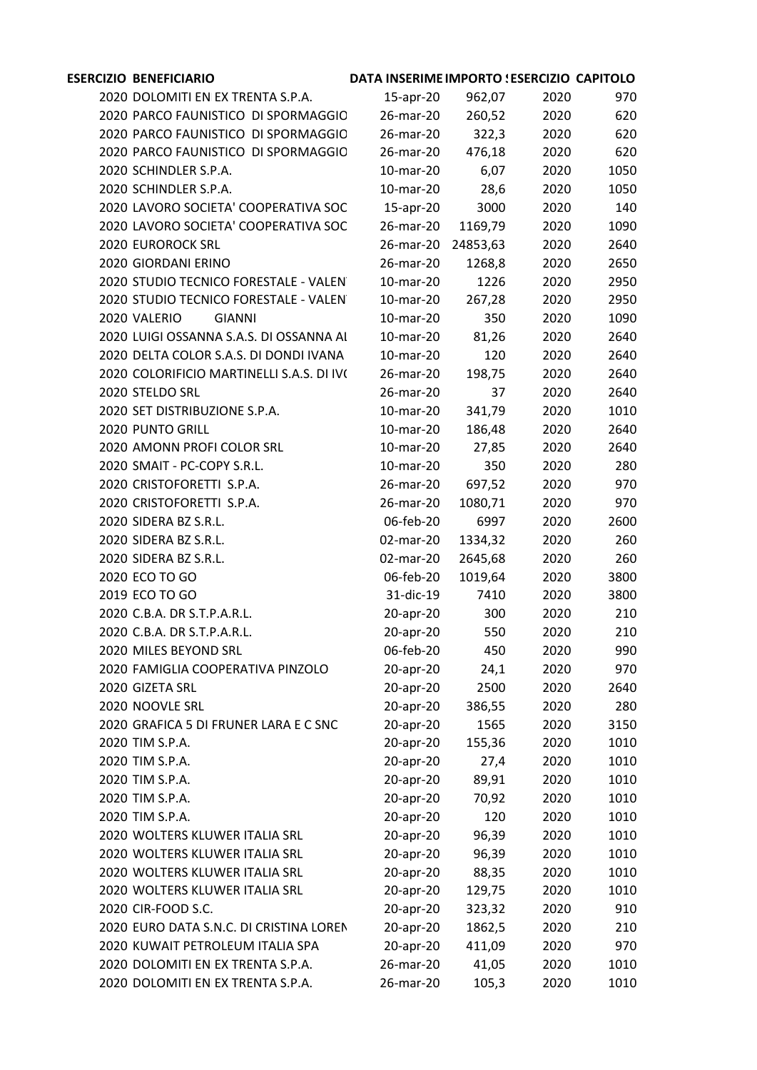| ESERCIZIO | BENEFICIARIO | DATA INSERIME | IMPORTO ! | ESERCIZIO | CAPITOLO |
|---|---|---|---|---|---|
| 2020 | DOLOMITI EN EX TRENTA S.P.A. | 15-apr-20 | 962,07 | 2020 | 970 |
| 2020 | PARCO FAUNISTICO DI SPORMAGGIO | 26-mar-20 | 260,52 | 2020 | 620 |
| 2020 | PARCO FAUNISTICO DI SPORMAGGIO | 26-mar-20 | 322,3 | 2020 | 620 |
| 2020 | PARCO FAUNISTICO DI SPORMAGGIO | 26-mar-20 | 476,18 | 2020 | 620 |
| 2020 | SCHINDLER S.P.A. | 10-mar-20 | 6,07 | 2020 | 1050 |
| 2020 | SCHINDLER S.P.A. | 10-mar-20 | 28,6 | 2020 | 1050 |
| 2020 | LAVORO SOCIETA' COOPERATIVA SOC | 15-apr-20 | 3000 | 2020 | 140 |
| 2020 | LAVORO SOCIETA' COOPERATIVA SOC | 26-mar-20 | 1169,79 | 2020 | 1090 |
| 2020 | EUROROCK SRL | 26-mar-20 | 24853,63 | 2020 | 2640 |
| 2020 | GIORDANI ERINO | 26-mar-20 | 1268,8 | 2020 | 2650 |
| 2020 | STUDIO TECNICO FORESTALE - VALEN | 10-mar-20 | 1226 | 2020 | 2950 |
| 2020 | STUDIO TECNICO FORESTALE - VALEN | 10-mar-20 | 267,28 | 2020 | 2950 |
| 2020 | VALERIO GIANNI | 10-mar-20 | 350 | 2020 | 1090 |
| 2020 | LUIGI OSSANNA S.A.S. DI OSSANNA AI | 10-mar-20 | 81,26 | 2020 | 2640 |
| 2020 | DELTA COLOR S.A.S. DI DONDI IVANA | 10-mar-20 | 120 | 2020 | 2640 |
| 2020 | COLORIFICIO MARTINELLI S.A.S. DI IV( | 26-mar-20 | 198,75 | 2020 | 2640 |
| 2020 | STELDO SRL | 26-mar-20 | 37 | 2020 | 2640 |
| 2020 | SET DISTRIBUZIONE S.P.A. | 10-mar-20 | 341,79 | 2020 | 1010 |
| 2020 | PUNTO GRILL | 10-mar-20 | 186,48 | 2020 | 2640 |
| 2020 | AMONN PROFI COLOR SRL | 10-mar-20 | 27,85 | 2020 | 2640 |
| 2020 | SMAIT - PC-COPY S.R.L. | 10-mar-20 | 350 | 2020 | 280 |
| 2020 | CRISTOFORETTI S.P.A. | 26-mar-20 | 697,52 | 2020 | 970 |
| 2020 | CRISTOFORETTI S.P.A. | 26-mar-20 | 1080,71 | 2020 | 970 |
| 2020 | SIDERA BZ S.R.L. | 06-feb-20 | 6997 | 2020 | 2600 |
| 2020 | SIDERA BZ S.R.L. | 02-mar-20 | 1334,32 | 2020 | 260 |
| 2020 | SIDERA BZ S.R.L. | 02-mar-20 | 2645,68 | 2020 | 260 |
| 2020 | ECO TO GO | 06-feb-20 | 1019,64 | 2020 | 3800 |
| 2019 | ECO TO GO | 31-dic-19 | 7410 | 2020 | 3800 |
| 2020 | C.B.A. DR S.T.P.A.R.L. | 20-apr-20 | 300 | 2020 | 210 |
| 2020 | C.B.A. DR S.T.P.A.R.L. | 20-apr-20 | 550 | 2020 | 210 |
| 2020 | MILES BEYOND SRL | 06-feb-20 | 450 | 2020 | 990 |
| 2020 | FAMIGLIA COOPERATIVA PINZOLO | 20-apr-20 | 24,1 | 2020 | 970 |
| 2020 | GIZETA SRL | 20-apr-20 | 2500 | 2020 | 2640 |
| 2020 | NOOVLE SRL | 20-apr-20 | 386,55 | 2020 | 280 |
| 2020 | GRAFICA 5 DI FRUNER LARA E C SNC | 20-apr-20 | 1565 | 2020 | 3150 |
| 2020 | TIM S.P.A. | 20-apr-20 | 155,36 | 2020 | 1010 |
| 2020 | TIM S.P.A. | 20-apr-20 | 27,4 | 2020 | 1010 |
| 2020 | TIM S.P.A. | 20-apr-20 | 89,91 | 2020 | 1010 |
| 2020 | TIM S.P.A. | 20-apr-20 | 70,92 | 2020 | 1010 |
| 2020 | TIM S.P.A. | 20-apr-20 | 120 | 2020 | 1010 |
| 2020 | WOLTERS KLUWER ITALIA SRL | 20-apr-20 | 96,39 | 2020 | 1010 |
| 2020 | WOLTERS KLUWER ITALIA SRL | 20-apr-20 | 96,39 | 2020 | 1010 |
| 2020 | WOLTERS KLUWER ITALIA SRL | 20-apr-20 | 88,35 | 2020 | 1010 |
| 2020 | WOLTERS KLUWER ITALIA SRL | 20-apr-20 | 129,75 | 2020 | 1010 |
| 2020 | CIR-FOOD S.C. | 20-apr-20 | 323,32 | 2020 | 910 |
| 2020 | EURO DATA S.N.C. DI CRISTINA LOREN | 20-apr-20 | 1862,5 | 2020 | 210 |
| 2020 | KUWAIT PETROLEUM ITALIA SPA | 20-apr-20 | 411,09 | 2020 | 970 |
| 2020 | DOLOMITI EN EX TRENTA S.P.A. | 26-mar-20 | 41,05 | 2020 | 1010 |
| 2020 | DOLOMITI EN EX TRENTA S.P.A. | 26-mar-20 | 105,3 | 2020 | 1010 |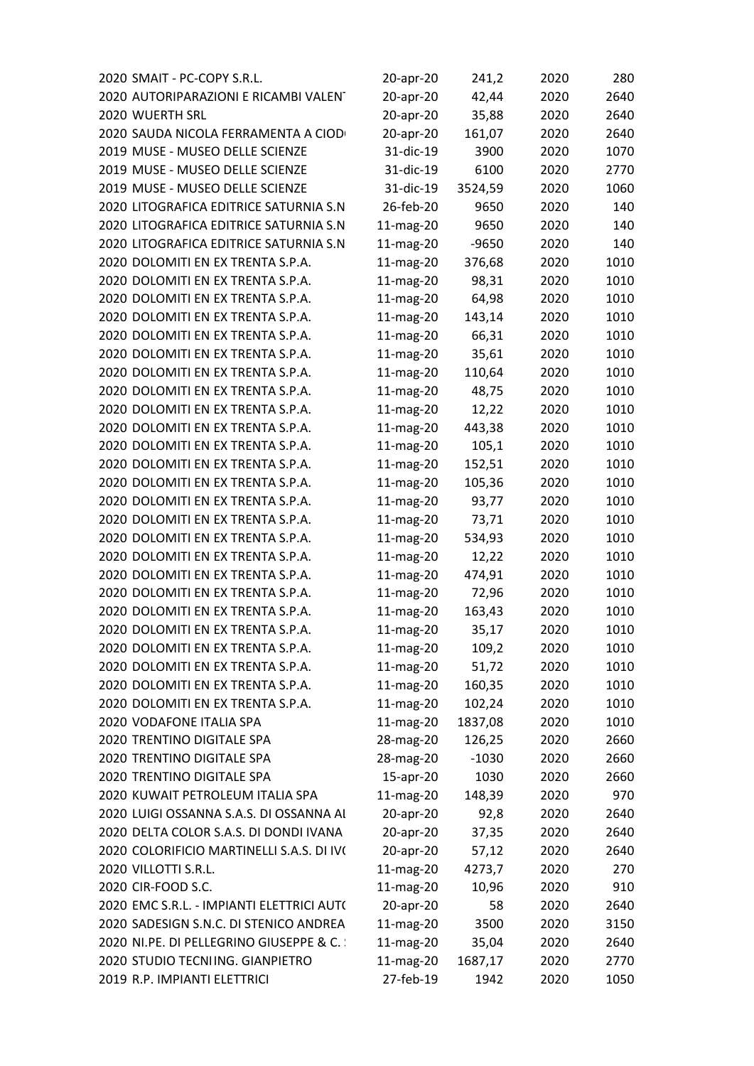| | | | | | |
|---|---|---|---|---|---|
| 2020 | SMAIT - PC-COPY S.R.L. | 20-apr-20 | 241,2 | 2020 | 280 |
| 2020 | AUTORIPARAZIONI E RICAMBI VALENT | 20-apr-20 | 42,44 | 2020 | 2640 |
| 2020 | WUERTH SRL | 20-apr-20 | 35,88 | 2020 | 2640 |
| 2020 | SAUDA NICOLA FERRAMENTA A CIOD | 20-apr-20 | 161,07 | 2020 | 2640 |
| 2019 | MUSE - MUSEO DELLE SCIENZE | 31-dic-19 | 3900 | 2020 | 1070 |
| 2019 | MUSE - MUSEO DELLE SCIENZE | 31-dic-19 | 6100 | 2020 | 2770 |
| 2019 | MUSE - MUSEO DELLE SCIENZE | 31-dic-19 | 3524,59 | 2020 | 1060 |
| 2020 | LITOGRAFICA EDITRICE SATURNIA S.N | 26-feb-20 | 9650 | 2020 | 140 |
| 2020 | LITOGRAFICA EDITRICE SATURNIA S.N | 11-mag-20 | 9650 | 2020 | 140 |
| 2020 | LITOGRAFICA EDITRICE SATURNIA S.N | 11-mag-20 | -9650 | 2020 | 140 |
| 2020 | DOLOMITI EN EX TRENTA S.P.A. | 11-mag-20 | 376,68 | 2020 | 1010 |
| 2020 | DOLOMITI EN EX TRENTA S.P.A. | 11-mag-20 | 98,31 | 2020 | 1010 |
| 2020 | DOLOMITI EN EX TRENTA S.P.A. | 11-mag-20 | 64,98 | 2020 | 1010 |
| 2020 | DOLOMITI EN EX TRENTA S.P.A. | 11-mag-20 | 143,14 | 2020 | 1010 |
| 2020 | DOLOMITI EN EX TRENTA S.P.A. | 11-mag-20 | 66,31 | 2020 | 1010 |
| 2020 | DOLOMITI EN EX TRENTA S.P.A. | 11-mag-20 | 35,61 | 2020 | 1010 |
| 2020 | DOLOMITI EN EX TRENTA S.P.A. | 11-mag-20 | 110,64 | 2020 | 1010 |
| 2020 | DOLOMITI EN EX TRENTA S.P.A. | 11-mag-20 | 48,75 | 2020 | 1010 |
| 2020 | DOLOMITI EN EX TRENTA S.P.A. | 11-mag-20 | 12,22 | 2020 | 1010 |
| 2020 | DOLOMITI EN EX TRENTA S.P.A. | 11-mag-20 | 443,38 | 2020 | 1010 |
| 2020 | DOLOMITI EN EX TRENTA S.P.A. | 11-mag-20 | 105,1 | 2020 | 1010 |
| 2020 | DOLOMITI EN EX TRENTA S.P.A. | 11-mag-20 | 152,51 | 2020 | 1010 |
| 2020 | DOLOMITI EN EX TRENTA S.P.A. | 11-mag-20 | 105,36 | 2020 | 1010 |
| 2020 | DOLOMITI EN EX TRENTA S.P.A. | 11-mag-20 | 93,77 | 2020 | 1010 |
| 2020 | DOLOMITI EN EX TRENTA S.P.A. | 11-mag-20 | 73,71 | 2020 | 1010 |
| 2020 | DOLOMITI EN EX TRENTA S.P.A. | 11-mag-20 | 534,93 | 2020 | 1010 |
| 2020 | DOLOMITI EN EX TRENTA S.P.A. | 11-mag-20 | 12,22 | 2020 | 1010 |
| 2020 | DOLOMITI EN EX TRENTA S.P.A. | 11-mag-20 | 474,91 | 2020 | 1010 |
| 2020 | DOLOMITI EN EX TRENTA S.P.A. | 11-mag-20 | 72,96 | 2020 | 1010 |
| 2020 | DOLOMITI EN EX TRENTA S.P.A. | 11-mag-20 | 163,43 | 2020 | 1010 |
| 2020 | DOLOMITI EN EX TRENTA S.P.A. | 11-mag-20 | 35,17 | 2020 | 1010 |
| 2020 | DOLOMITI EN EX TRENTA S.P.A. | 11-mag-20 | 109,2 | 2020 | 1010 |
| 2020 | DOLOMITI EN EX TRENTA S.P.A. | 11-mag-20 | 51,72 | 2020 | 1010 |
| 2020 | DOLOMITI EN EX TRENTA S.P.A. | 11-mag-20 | 160,35 | 2020 | 1010 |
| 2020 | DOLOMITI EN EX TRENTA S.P.A. | 11-mag-20 | 102,24 | 2020 | 1010 |
| 2020 | VODAFONE ITALIA SPA | 11-mag-20 | 1837,08 | 2020 | 1010 |
| 2020 | TRENTINO DIGITALE SPA | 28-mag-20 | 126,25 | 2020 | 2660 |
| 2020 | TRENTINO DIGITALE SPA | 28-mag-20 | -1030 | 2020 | 2660 |
| 2020 | TRENTINO DIGITALE SPA | 15-apr-20 | 1030 | 2020 | 2660 |
| 2020 | KUWAIT PETROLEUM ITALIA SPA | 11-mag-20 | 148,39 | 2020 | 970 |
| 2020 | LUIGI OSSANNA S.A.S. DI OSSANNA AL | 20-apr-20 | 92,8 | 2020 | 2640 |
| 2020 | DELTA COLOR S.A.S. DI DONDI IVANA | 20-apr-20 | 37,35 | 2020 | 2640 |
| 2020 | COLORIFICIO MARTINELLI S.A.S. DI IV( | 20-apr-20 | 57,12 | 2020 | 2640 |
| 2020 | VILLOTTI S.R.L. | 11-mag-20 | 4273,7 | 2020 | 270 |
| 2020 | CIR-FOOD S.C. | 11-mag-20 | 10,96 | 2020 | 910 |
| 2020 | EMC S.R.L. - IMPIANTI ELETTRICI AUT( | 20-apr-20 | 58 | 2020 | 2640 |
| 2020 | SADESIGN S.N.C. DI STENICO ANDREA | 11-mag-20 | 3500 | 2020 | 3150 |
| 2020 | NI.PE. DI PELLEGRINO GIUSEPPE & C. : | 11-mag-20 | 35,04 | 2020 | 2640 |
| 2020 | STUDIO TECNI ING. GIANPIETRO | 11-mag-20 | 1687,17 | 2020 | 2770 |
| 2019 | R.P. IMPIANTI ELETTRICI | 27-feb-19 | 1942 | 2020 | 1050 |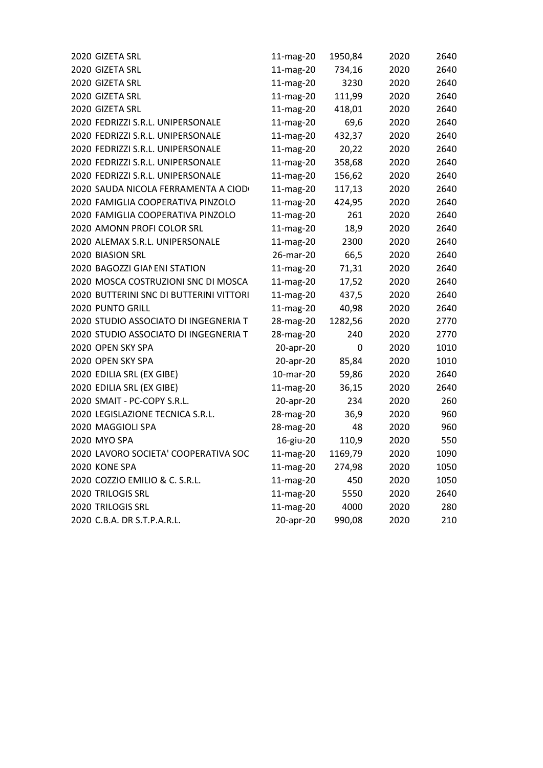| | | | | | |
|---|---|---|---|---|---|
| 2020 | GIZETA SRL | 11-mag-20 | 1950,84 | 2020 | 2640 |
| 2020 | GIZETA SRL | 11-mag-20 | 734,16 | 2020 | 2640 |
| 2020 | GIZETA SRL | 11-mag-20 | 3230 | 2020 | 2640 |
| 2020 | GIZETA SRL | 11-mag-20 | 111,99 | 2020 | 2640 |
| 2020 | GIZETA SRL | 11-mag-20 | 418,01 | 2020 | 2640 |
| 2020 | FEDRIZZI S.R.L. UNIPERSONALE | 11-mag-20 | 69,6 | 2020 | 2640 |
| 2020 | FEDRIZZI S.R.L. UNIPERSONALE | 11-mag-20 | 432,37 | 2020 | 2640 |
| 2020 | FEDRIZZI S.R.L. UNIPERSONALE | 11-mag-20 | 20,22 | 2020 | 2640 |
| 2020 | FEDRIZZI S.R.L. UNIPERSONALE | 11-mag-20 | 358,68 | 2020 | 2640 |
| 2020 | FEDRIZZI S.R.L. UNIPERSONALE | 11-mag-20 | 156,62 | 2020 | 2640 |
| 2020 | SAUDA NICOLA FERRAMENTA A CIOD | 11-mag-20 | 117,13 | 2020 | 2640 |
| 2020 | FAMIGLIA COOPERATIVA PINZOLO | 11-mag-20 | 424,95 | 2020 | 2640 |
| 2020 | FAMIGLIA COOPERATIVA PINZOLO | 11-mag-20 | 261 | 2020 | 2640 |
| 2020 | AMONN PROFI COLOR SRL | 11-mag-20 | 18,9 | 2020 | 2640 |
| 2020 | ALEMAX S.R.L. UNIPERSONALE | 11-mag-20 | 2300 | 2020 | 2640 |
| 2020 | BIASION SRL | 26-mar-20 | 66,5 | 2020 | 2640 |
| 2020 | BAGOZZI GIAN ENI STATION | 11-mag-20 | 71,31 | 2020 | 2640 |
| 2020 | MOSCA COSTRUZIONI SNC DI MOSCA | 11-mag-20 | 17,52 | 2020 | 2640 |
| 2020 | BUTTERINI SNC DI BUTTERINI VITTORI | 11-mag-20 | 437,5 | 2020 | 2640 |
| 2020 | PUNTO GRILL | 11-mag-20 | 40,98 | 2020 | 2640 |
| 2020 | STUDIO ASSOCIATO DI INGEGNERIA T | 28-mag-20 | 1282,56 | 2020 | 2770 |
| 2020 | STUDIO ASSOCIATO DI INGEGNERIA T | 28-mag-20 | 240 | 2020 | 2770 |
| 2020 | OPEN SKY SPA | 20-apr-20 | 0 | 2020 | 1010 |
| 2020 | OPEN SKY SPA | 20-apr-20 | 85,84 | 2020 | 1010 |
| 2020 | EDILIA SRL (EX GIBE) | 10-mar-20 | 59,86 | 2020 | 2640 |
| 2020 | EDILIA SRL (EX GIBE) | 11-mag-20 | 36,15 | 2020 | 2640 |
| 2020 | SMAIT - PC-COPY S.R.L. | 20-apr-20 | 234 | 2020 | 260 |
| 2020 | LEGISLAZIONE TECNICA S.R.L. | 28-mag-20 | 36,9 | 2020 | 960 |
| 2020 | MAGGIOLI SPA | 28-mag-20 | 48 | 2020 | 960 |
| 2020 | MYO SPA | 16-giu-20 | 110,9 | 2020 | 550 |
| 2020 | LAVORO SOCIETA' COOPERATIVA SOC | 11-mag-20 | 1169,79 | 2020 | 1090 |
| 2020 | KONE SPA | 11-mag-20 | 274,98 | 2020 | 1050 |
| 2020 | COZZIO EMILIO & C. S.R.L. | 11-mag-20 | 450 | 2020 | 1050 |
| 2020 | TRILOGIS SRL | 11-mag-20 | 5550 | 2020 | 2640 |
| 2020 | TRILOGIS SRL | 11-mag-20 | 4000 | 2020 | 280 |
| 2020 | C.B.A. DR S.T.P.A.R.L. | 20-apr-20 | 990,08 | 2020 | 210 |